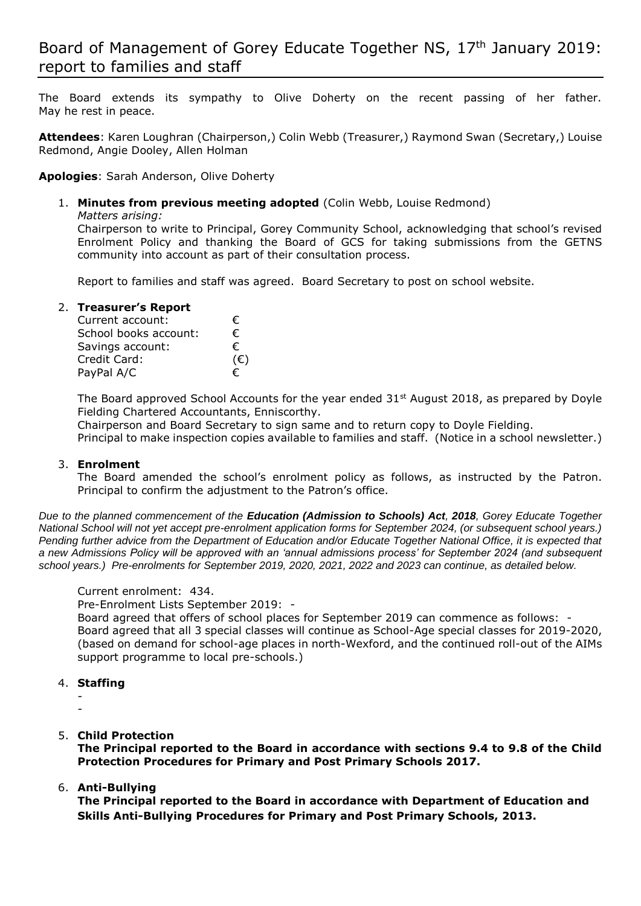# Board of Management of Gorey Educate Together NS, 17th January 2019: report to families and staff

The Board extends its sympathy to Olive Doherty on the recent passing of her father. May he rest in peace.

**Attendees**: Karen Loughran (Chairperson,) Colin Webb (Treasurer,) Raymond Swan (Secretary,) Louise Redmond, Angie Dooley, Allen Holman

**Apologies**: Sarah Anderson, Olive Doherty

1. **Minutes from previous meeting adopted** (Colin Webb, Louise Redmond)
   *Matters arising:*
   Chairperson to write to Principal, Gorey Community School, acknowledging that school's revised Enrolment Policy and thanking the Board of GCS for taking submissions from the GETNS community into account as part of their consultation process.

   Report to families and staff was agreed. Board Secretary to post on school website.

2. **Treasurer's Report**

   | | |
   |---|---|
   | Current account: | € |
   | School books account: | € |
   | Savings account: | € |
   | Credit Card: | (€) |
   | PayPal A/C | € |

   The Board approved School Accounts for the year ended 31st August 2018, as prepared by Doyle Fielding Chartered Accountants, Enniscorthy.
   Chairperson and Board Secretary to sign same and to return copy to Doyle Fielding.
   Principal to make inspection copies available to families and staff. (Notice in a school newsletter.)

3. **Enrolment**
   The Board amended the school's enrolment policy as follows, as instructed by the Patron. Principal to confirm the adjustment to the Patron's office.

*Due to the planned commencement of the **Education (Admission to Schools) Act, 2018**, Gorey Educate Together National School will not yet accept pre-enrolment application forms for September 2024, (or subsequent school years.) Pending further advice from the Department of Education and/or Educate Together National Office, it is expected that a new Admissions Policy will be approved with an 'annual admissions process' for September 2024 (and subsequent school years.) Pre-enrolments for September 2019, 2020, 2021, 2022 and 2023 can continue, as detailed below.*

   Current enrolment: 434.
   Pre-Enrolment Lists September 2019: -
   Board agreed that offers of school places for September 2019 can commence as follows: -
   Board agreed that all 3 special classes will continue as School-Age special classes for 2019-2020, (based on demand for school-age places in north-Wexford, and the continued roll-out of the AIMs support programme to local pre-schools.)

4. **Staffing**
   -
   -

5. **Child Protection**
   **The Principal reported to the Board in accordance with sections 9.4 to 9.8 of the Child Protection Procedures for Primary and Post Primary Schools 2017.**

6. **Anti-Bullying**
   **The Principal reported to the Board in accordance with Department of Education and Skills Anti-Bullying Procedures for Primary and Post Primary Schools, 2013.**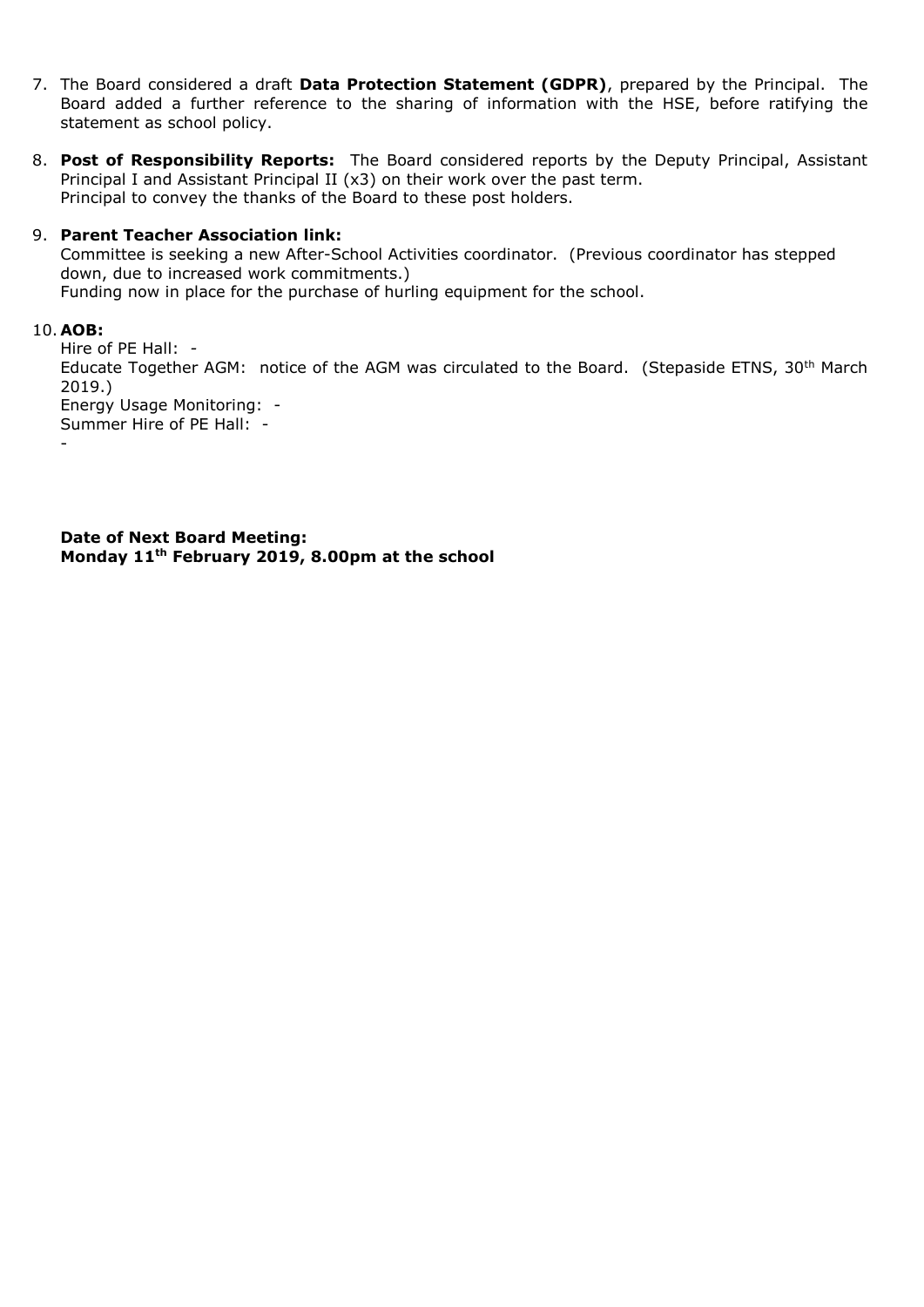7. The Board considered a draft **Data Protection Statement (GDPR)**, prepared by the Principal. The Board added a further reference to the sharing of information with the HSE, before ratifying the statement as school policy.

8. **Post of Responsibility Reports:** The Board considered reports by the Deputy Principal, Assistant Principal I and Assistant Principal II (x3) on their work over the past term.
   Principal to convey the thanks of the Board to these post holders.

9. **Parent Teacher Association link:**
   Committee is seeking a new After-School Activities coordinator. (Previous coordinator has stepped down, due to increased work commitments.)
   Funding now in place for the purchase of hurling equipment for the school.

10. **AOB:**
    Hire of PE Hall: -
    Educate Together AGM: notice of the AGM was circulated to the Board. (Stepaside ETNS, 30th March 2019.)
    Energy Usage Monitoring: -
    Summer Hire of PE Hall: -
    -

**Date of Next Board Meeting:**
**Monday 11th February 2019, 8.00pm at the school**